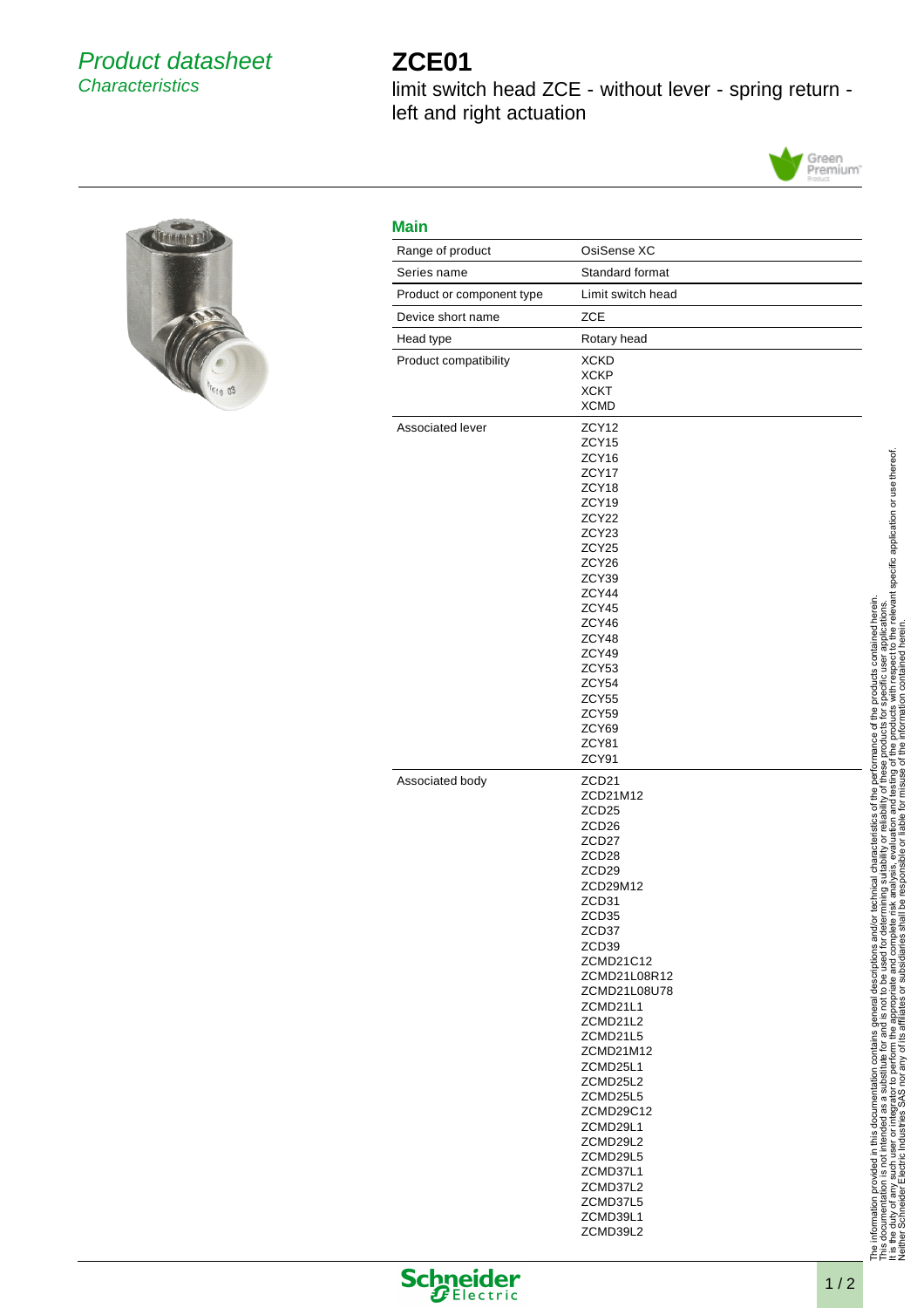*Product datasheet*
*Characteristics*

# ZCE01

limit switch head ZCE - without lever - spring return - left and right actuation

## Main

| | |
|---|---|
| Range of product | OsiSense XC |
| Series name | Standard format |
| Product or component type | Limit switch head |
| Device short name | ZCE |
| Head type | Rotary head |
| Product compatibility | XCKD<br>XCKP<br>XCKT<br>XCMD |
| Associated lever | ZCY12<br>ZCY15<br>ZCY16<br>ZCY17<br>ZCY18<br>ZCY19<br>ZCY22<br>ZCY23<br>ZCY25<br>ZCY26<br>ZCY39<br>ZCY44<br>ZCY45<br>ZCY46<br>ZCY48<br>ZCY49<br>ZCY53<br>ZCY54<br>ZCY55<br>ZCY59<br>ZCY69<br>ZCY81<br>ZCY91 |
| Associated body | ZCD21<br>ZCD21M12<br>ZCD25<br>ZCD26<br>ZCD27<br>ZCD28<br>ZCD29<br>ZCD29M12<br>ZCD31<br>ZCD35<br>ZCD37<br>ZCD39<br>ZCMD21C12<br>ZCMD21L08R12<br>ZCMD21L08U78<br>ZCMD21L1<br>ZCMD21L2<br>ZCMD21L5<br>ZCMD21M12<br>ZCMD25L1<br>ZCMD25L2<br>ZCMD25L5<br>ZCMD29C12<br>ZCMD29L1<br>ZCMD29L2<br>ZCMD29L5<br>ZCMD37L1<br>ZCMD37L2<br>ZCMD37L5<br>ZCMD39L1<br>ZCMD39L2 |

The information provided in this documentation contains general descriptions and/or technical characteristics of the performance of the products contained herein.
This documentation is not intended as a substitute for and is not to be used for determining suitability or reliability of these products for specific user applications.
It is the duty of any such user or integrator to perform the appropriate and complete risk analysis, evaluation and testing of the products with respect to the relevant specific application or use thereof.
Neither Schneider Electric Industries SAS nor any of its affiliates or subsidiaries shall be responsible or liable for misuse of the information contained herein.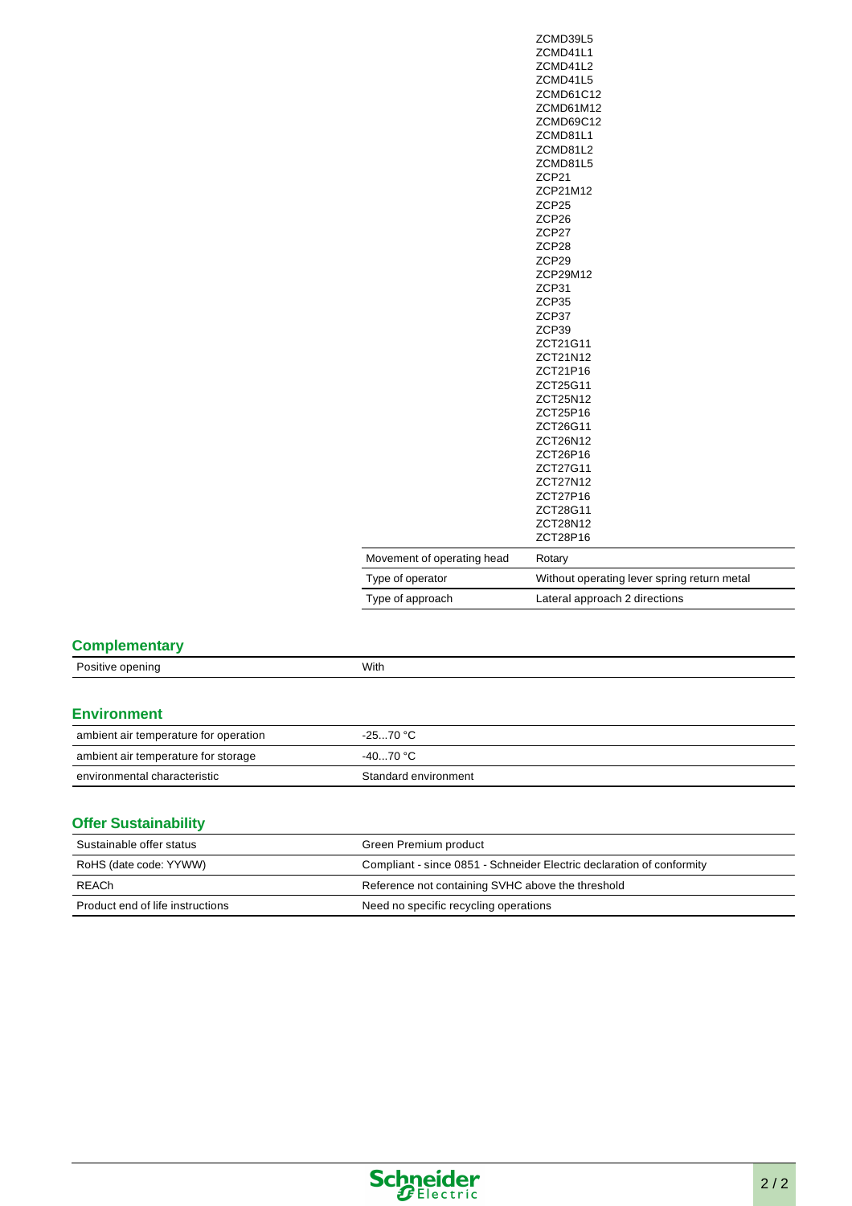| | |
|---|---|
| | ZCMD39L5<br>ZCMD41L1<br>ZCMD41L2<br>ZCMD41L5<br>ZCMD61C12<br>ZCMD61M12<br>ZCMD69C12<br>ZCMD81L1<br>ZCMD81L2<br>ZCMD81L5<br>ZCP21<br>ZCP21M12<br>ZCP25<br>ZCP26<br>ZCP27<br>ZCP28<br>ZCP29<br>ZCP29M12<br>ZCP31<br>ZCP35<br>ZCP37<br>ZCP39<br>ZCT21G11<br>ZCT21N12<br>ZCT21P16<br>ZCT25G11<br>ZCT25N12<br>ZCT25P16<br>ZCT26G11<br>ZCT26N12<br>ZCT26P16<br>ZCT27G11<br>ZCT27N12<br>ZCT27P16<br>ZCT28G11<br>ZCT28N12<br>ZCT28P16 |
| Movement of operating head | Rotary |
| Type of operator | Without operating lever spring return metal |
| Type of approach | Lateral approach 2 directions |

## Complementary

| | |
|---|---|
| Positive opening | With |

## Environment

| | |
|---|---|
| ambient air temperature for operation | -25...70 °C |
| ambient air temperature for storage | -40...70 °C |
| environmental characteristic | Standard environment |

## Offer Sustainability

| | |
|---|---|
| Sustainable offer status | Green Premium product |
| RoHS (date code: YYWW) | Compliant - since 0851 - Schneider Electric declaration of conformity |
| REACh | Reference not containing SVHC above the threshold |
| Product end of life instructions | Need no specific recycling operations |